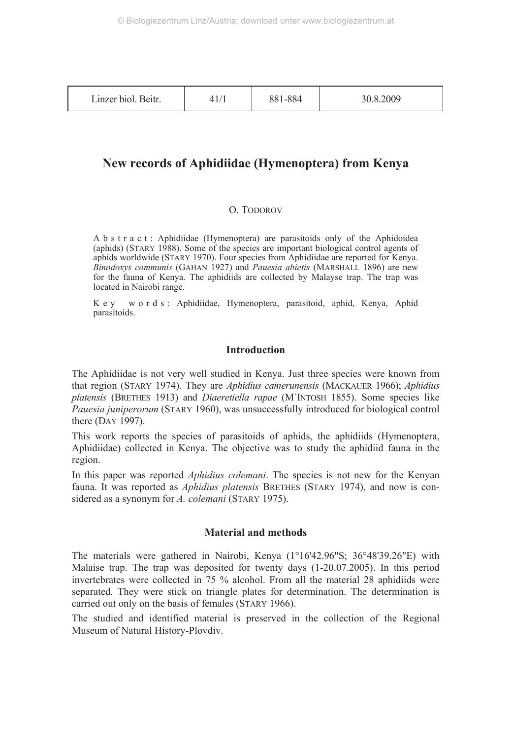# New records of Aphidiidae (Hymenoptera) from Kenya

O. TODOROV

**Abstract**: Aphidiidae (Hymenoptera) are parasitoids only of the Aphidoidea (aphids) (STARY 1988). Some of the species are important biological control agents of aphids worldwide (STARY 1970). Four species from Aphidiidae are reported for Kenya. *Binodoxys communis* (GAHAN 1927) and *Pauesia abietis* (MARSHALL 1896) are new for the fauna of Kenya. The aphidiids are collected by Malayse trap. The trap was located in Nairobi range.

**Key words**: Aphidiidae, Hymenoptera, parasitoid, aphid, Kenya, Aphid parasitoids.

## Introduction

The Aphidiidae is not very well studied in Kenya. Just three species were known from that region (STARY 1974). They are *Aphidius camerunensis* (MACKAUER 1966); *Aphidius platensis* (BRETHES 1913) and *Diaeretiella rapae* (M`INTOSH 1855). Some species like *Pauesia juniperorum* (STARY 1960), was unsuccessfully introduced for biological control there (DAY 1997).

This work reports the species of parasitoids of aphids, the aphidiids (Hymenoptera, Aphidiidae) collected in Kenya. The objective was to study the aphidiid fauna in the region.

In this paper was reported *Aphidius colemani*. The species is not new for the Kenyan fauna. It was reported as *Aphidius platensis* BRETHES (STARY 1974), and now is considered as a synonym for *A. colemani* (STARY 1975).

## Material and methods

The materials were gathered in Nairobi, Kenya (1°16'42.96"S; 36°48'39.26"E) with Malaise trap. The trap was deposited for twenty days (1-20.07.2005). In this period invertebrates were collected in 75 % alcohol. From all the material 28 aphidiids were separated. They were stick on triangle plates for determination. The determination is carried out only on the basis of females (STARY 1966).

The studied and identified material is preserved in the collection of the Regional Museum of Natural History-Plovdiv.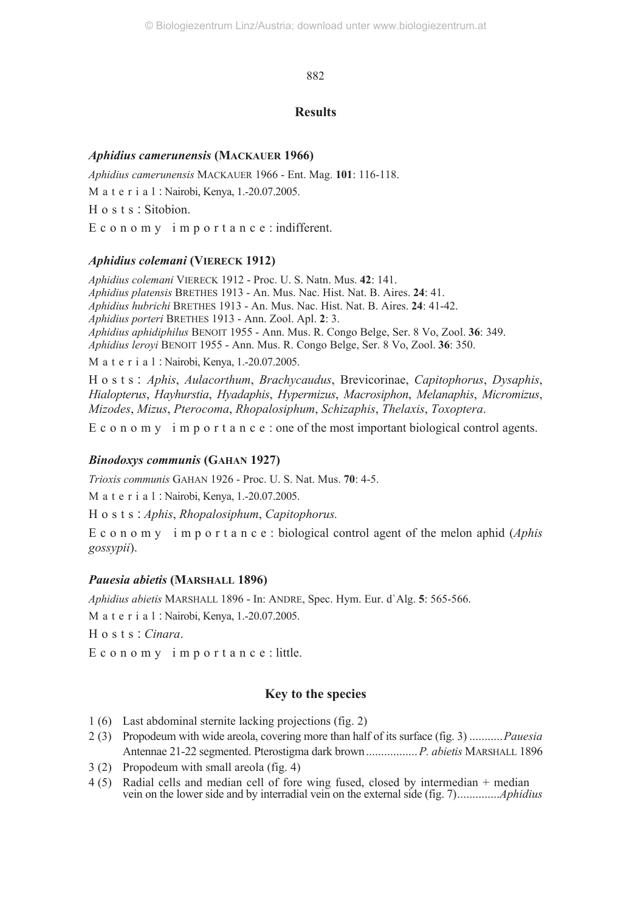## Results

### *Aphidius camerunensis* (MACKAUER 1966)

*Aphidius camerunensis* MACKAUER 1966 - Ent. Mag. **101**: 116-118.

Material: Nairobi, Kenya, 1.-20.07.2005.

Hosts: Sitobion.

Economy importance: indifferent.

### *Aphidius colemani* (VIERECK 1912)

*Aphidius colemani* VIERECK 1912 - Proc. U. S. Natn. Mus. **42**: 141.
*Aphidius platensis* BRETHES 1913 - An. Mus. Nac. Hist. Nat. B. Aires. **24**: 41.
*Aphidius hubrichi* BRETHES 1913 - An. Mus. Nac. Hist. Nat. B. Aires. **24**: 41-42.
*Aphidius porteri* BRETHES 1913 - Ann. Zool. Apl. **2**: 3.
*Aphidius aphidiphilus* BENOIT 1955 - Ann. Mus. R. Congo Belge, Ser. 8 Vo, Zool. **36**: 349.
*Aphidius leroyi* BENOIT 1955 - Ann. Mus. R. Congo Belge, Ser. 8 Vo, Zool. **36**: 350.

Material: Nairobi, Kenya, 1.-20.07.2005.

Hosts: *Aphis*, *Aulacorthum*, *Brachycaudus*, Brevicorinae, *Capitophorus*, *Dysaphis*, *Hialopterus*, *Hayhurstia*, *Hyadaphis*, *Hypermizus*, *Macrosiphon*, *Melanaphis*, *Micromizus*, *Mizodes*, *Mizus*, *Pterocoma*, *Rhopalosiphum*, *Schizaphis*, *Thelaxis*, *Toxoptera*.

Economy importance: one of the most important biological control agents.

### *Binodoxys communis* (GAHAN 1927)

*Trioxis communis* GAHAN 1926 - Proc. U. S. Nat. Mus. **70**: 4-5.

Material: Nairobi, Kenya, 1.-20.07.2005.

Hosts: *Aphis*, *Rhopalosiphum*, *Capitophorus.*

Economy importance: biological control agent of the melon aphid (*Aphis gossypii*).

### *Pauesia abietis* (MARSHALL 1896)

*Aphidius abietis* MARSHALL 1896 - In: ANDRE, Spec. Hym. Eur. d`Alg. **5**: 565-566.

Material: Nairobi, Kenya, 1.-20.07.2005.

Hosts: *Cinara*.

Economy importance: little.

## Key to the species

1 (6) Last abdominal sternite lacking projections (fig. 2)

2 (3) Propodeum with wide areola, covering more than half of its surface (fig. 3) ........... *Pauesia*
Antennae 21-22 segmented. Pterostigma dark brown ................. *P. abietis* MARSHALL 1896

3 (2) Propodeum with small areola (fig. 4)

4 (5) Radial cells and median cell of fore wing fused, closed by intermedian + median vein on the lower side and by interradial vein on the external side (fig. 7).............. *Aphidius*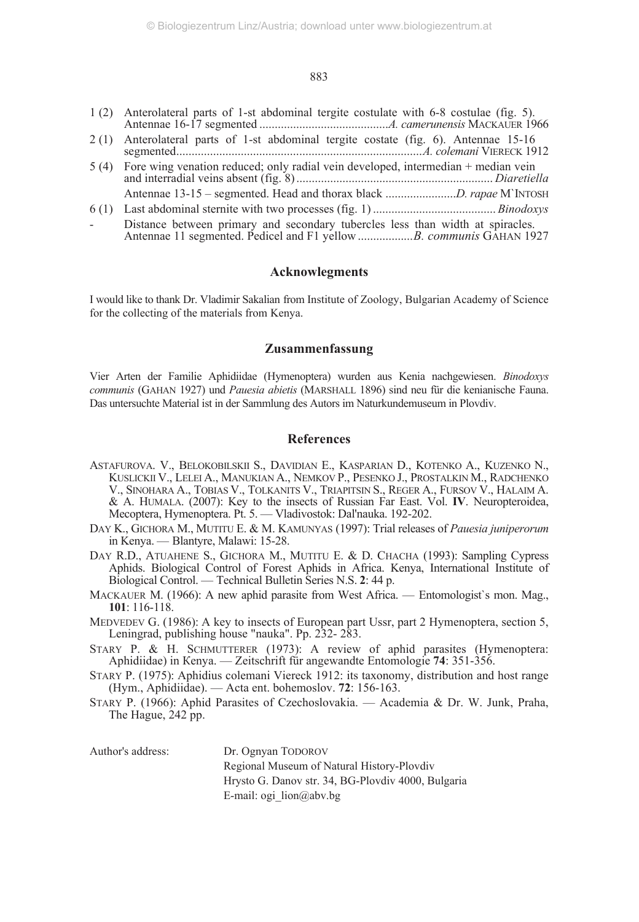1 (2) Anterolateral parts of 1-st abdominal tergite costulate with 6-8 costulae (fig. 5). Antennae 16-17 segmented ............................................*A. camerunensis* MACKAUER 1966

2 (1) Anterolateral parts of 1-st abdominal tergite costate (fig. 6). Antennae 15-16 segmented...............................................................................*A. colemani* VIERECK 1912

5 (4) Fore wing venation reduced; only radial vein developed, intermedian + median vein and interradial veins absent (fig. 8) ............................................................... *Diaretiella*

Antennae 13-15 – segmented. Head and thorax black .......................*D. rapae* M`INTOSH

6 (1) Last abdominal sternite with two processes (fig. 1) ........................................ *Binodoxys*

\- Distance between primary and secondary tubercles less than width at spiracles. Antennae 11 segmented. Pedicel and F1 yellow ..................*B. communis* GAHAN 1927

## Acknowlegments

I would like to thank Dr. Vladimir Sakalian from Institute of Zoology, Bulgarian Academy of Science for the collecting of the materials from Kenya.

## Zusammenfassung

Vier Arten der Familie Aphidiidae (Hymenoptera) wurden aus Kenia nachgewiesen. *Binodoxys communis* (GAHAN 1927) und *Pauesia abietis* (MARSHALL 1896) sind neu für die kenianische Fauna. Das untersuchte Material ist in der Sammlung des Autors im Naturkundemuseum in Plovdiv.

## References

ASTAFUROVA. V., BELOKOBILSKII S., DAVIDIAN E., KASPARIAN D., KOTENKO A., KUZENKO N., KUSLICKII V., LELEI A., MANUKIAN A., NEMKOV P., PESENKO J., PROSTALKIN M., RADCHENKO V., SINOHARA A., TOBIAS V., TOLKANITS V., TRIAPITSIN S., REGER A., FURSOV V., HALAIM A. & A. HUMALA. (2007): Key to the insects of Russian Far East. Vol. **IV**. Neuropteroidea, Mecoptera, Hymenoptera. Pt. 5. — Vladivostok: Dal'nauka. 192-202.

DAY K., GICHORA M., MUTITU E. & M. KAMUNYAS (1997): Trial releases of *Pauesia juniperorum* in Kenya. — Blantyre, Malawi: 15-28.

DAY R.D., ATUAHENE S., GICHORA M., MUTITU E. & D. CHACHA (1993): Sampling Cypress Aphids. Biological Control of Forest Aphids in Africa. Kenya, International Institute of Biological Control. — Technical Bulletin Series N.S. **2**: 44 p.

MACKAUER M. (1966): A new aphid parasite from West Africa. — Entomologist`s mon. Mag., **101**: 116-118.

MEDVEDEV G. (1986): A key to insects of European part Ussr, part 2 Hymenoptera, section 5, Leningrad, publishing house "nauka". Pp. 232- 283.

STARY P. & H. SCHMUTTERER (1973): A review of aphid parasites (Hymenoptera: Aphidiidae) in Kenya. — Zeitschrift für angewandte Entomologie **74**: 351-356.

STARY P. (1975): Aphidius colemani Viereck 1912: its taxonomy, distribution and host range (Hym., Aphidiidae). — Acta ent. bohemoslov. **72**: 156-163.

STARY P. (1966): Aphid Parasites of Czechoslovakia. — Academia & Dr. W. Junk, Praha, The Hague, 242 pp.

Author's address: Dr. Ognyan TODOROV
Regional Museum of Natural History-Plovdiv
Hrysto G. Danov str. 34, BG-Plovdiv 4000, Bulgaria
E-mail: ogi_lion@abv.bg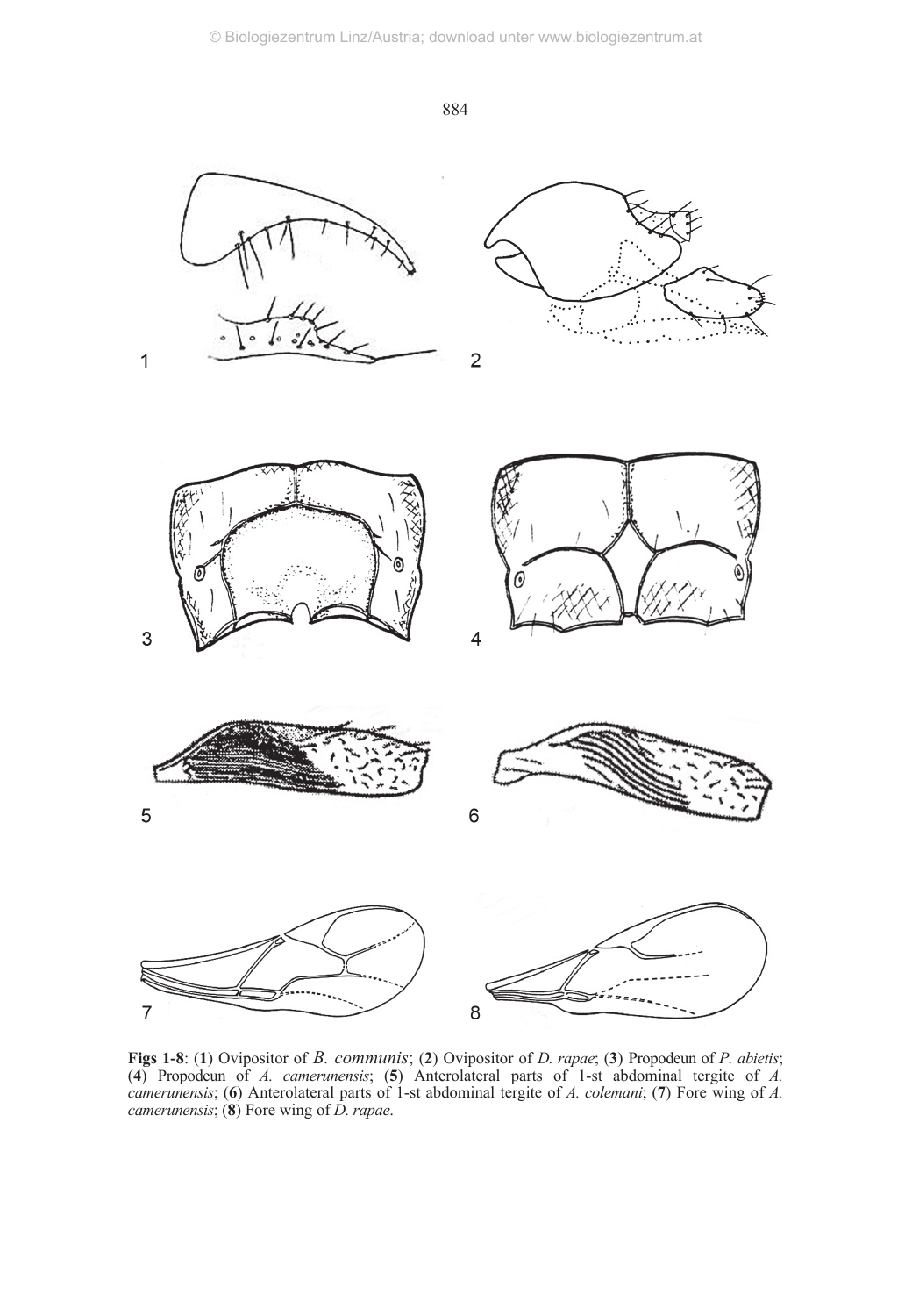**Figs 1-8**: (**1**) Ovipositor of *B. communis*; (**2**) Ovipositor of *D. rapae*; (**3**) Propodeun of *P. abietis*; (**4**) Propodeun of *A. camerunensis*; (**5**) Anterolateral parts of 1-st abdominal tergite of *A. camerunensis*; (**6**) Anterolateral parts of 1-st abdominal tergite of *A. colemani*; (**7**) Fore wing of *A. camerunensis*; (**8**) Fore wing of *D. rapae*.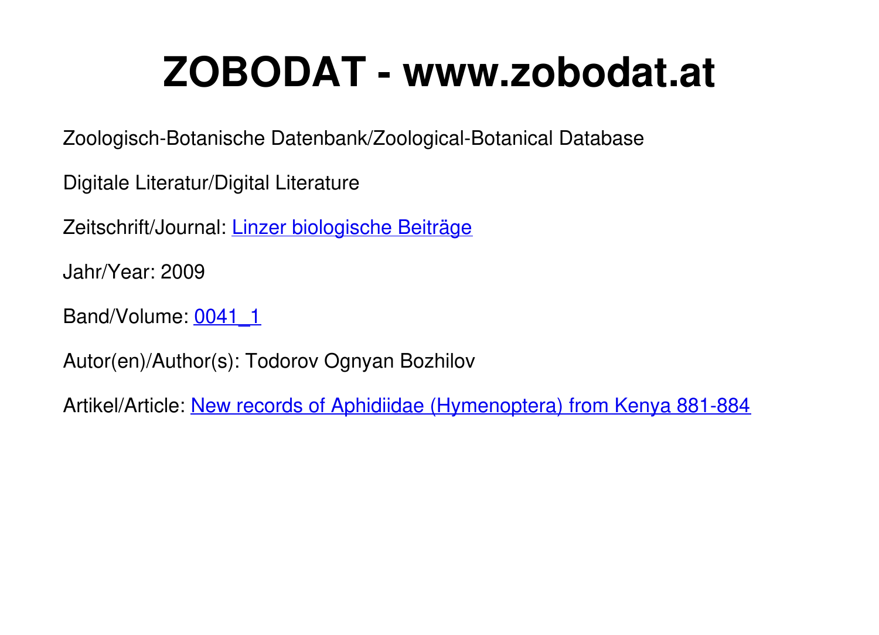# ZOBODAT - www.zobodat.at

Zoologisch-Botanische Datenbank/Zoological-Botanical Database

Digitale Literatur/Digital Literature

Zeitschrift/Journal: Linzer biologische Beiträge

Jahr/Year: 2009

Band/Volume: 0041_1

Autor(en)/Author(s): Todorov Ognyan Bozhilov

Artikel/Article: New records of Aphidiidae (Hymenoptera) from Kenya 881-884